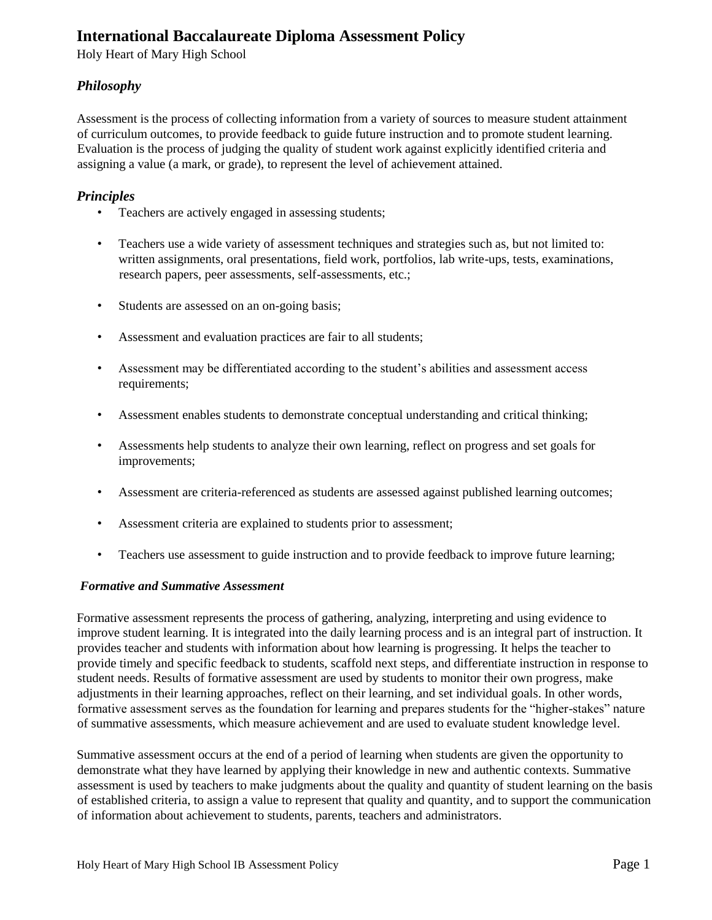# International Baccalaureate Diploma Assessment Policy

Holy Heart of Mary High School

## *Philosophy*

Assessment is the process of collecting information from a variety of sources to measure student attainment of curriculum outcomes, to provide feedback to guide future instruction and to promote student learning. Evaluation is the process of judging the quality of student work against explicitly identified criteria and assigning a value (a mark, or grade), to represent the level of achievement attained.

## *Principles*

- Teachers are actively engaged in assessing students;
- Teachers use a wide variety of assessment techniques and strategies such as, but not limited to: written assignments, oral presentations, field work, portfolios, lab write-ups, tests, examinations, research papers, peer assessments, self-assessments, etc.;
- Students are assessed on an on-going basis;
- Assessment and evaluation practices are fair to all students;
- Assessment may be differentiated according to the student's abilities and assessment access requirements;
- Assessment enables students to demonstrate conceptual understanding and critical thinking;
- Assessments help students to analyze their own learning, reflect on progress and set goals for improvements;
- Assessment are criteria-referenced as students are assessed against published learning outcomes;
- Assessment criteria are explained to students prior to assessment;
- Teachers use assessment to guide instruction and to provide feedback to improve future learning;

### *Formative and Summative Assessment*

Formative assessment represents the process of gathering, analyzing, interpreting and using evidence to improve student learning. It is integrated into the daily learning process and is an integral part of instruction. It provides teacher and students with information about how learning is progressing. It helps the teacher to provide timely and specific feedback to students, scaffold next steps, and differentiate instruction in response to student needs. Results of formative assessment are used by students to monitor their own progress, make adjustments in their learning approaches, reflect on their learning, and set individual goals. In other words, formative assessment serves as the foundation for learning and prepares students for the "higher-stakes" nature of summative assessments, which measure achievement and are used to evaluate student knowledge level.

Summative assessment occurs at the end of a period of learning when students are given the opportunity to demonstrate what they have learned by applying their knowledge in new and authentic contexts. Summative assessment is used by teachers to make judgments about the quality and quantity of student learning on the basis of established criteria, to assign a value to represent that quality and quantity, and to support the communication of information about achievement to students, parents, teachers and administrators.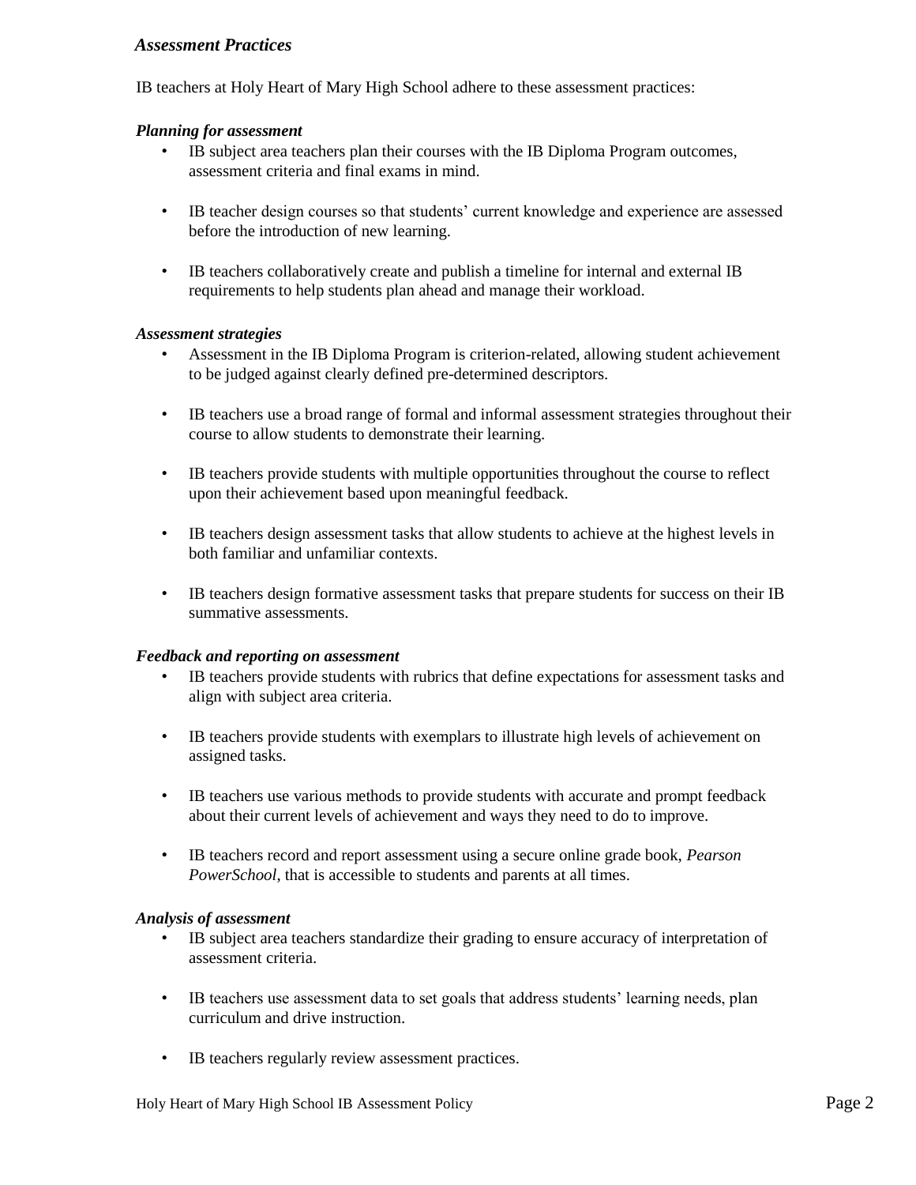## *Assessment Practices*

IB teachers at Holy Heart of Mary High School adhere to these assessment practices:

### *Planning for assessment*

- IB subject area teachers plan their courses with the IB Diploma Program outcomes, assessment criteria and final exams in mind.
- IB teacher design courses so that students' current knowledge and experience are assessed before the introduction of new learning.
- IB teachers collaboratively create and publish a timeline for internal and external IB requirements to help students plan ahead and manage their workload.

### *Assessment strategies*

- Assessment in the IB Diploma Program is criterion-related, allowing student achievement to be judged against clearly defined pre-determined descriptors.
- IB teachers use a broad range of formal and informal assessment strategies throughout their course to allow students to demonstrate their learning.
- IB teachers provide students with multiple opportunities throughout the course to reflect upon their achievement based upon meaningful feedback.
- IB teachers design assessment tasks that allow students to achieve at the highest levels in both familiar and unfamiliar contexts.
- IB teachers design formative assessment tasks that prepare students for success on their IB summative assessments.

### *Feedback and reporting on assessment*

- IB teachers provide students with rubrics that define expectations for assessment tasks and align with subject area criteria.
- IB teachers provide students with exemplars to illustrate high levels of achievement on assigned tasks.
- IB teachers use various methods to provide students with accurate and prompt feedback about their current levels of achievement and ways they need to do to improve.
- IB teachers record and report assessment using a secure online grade book, *Pearson PowerSchool*, that is accessible to students and parents at all times.

### *Analysis of assessment*

- IB subject area teachers standardize their grading to ensure accuracy of interpretation of assessment criteria.
- IB teachers use assessment data to set goals that address students' learning needs, plan curriculum and drive instruction.
- IB teachers regularly review assessment practices.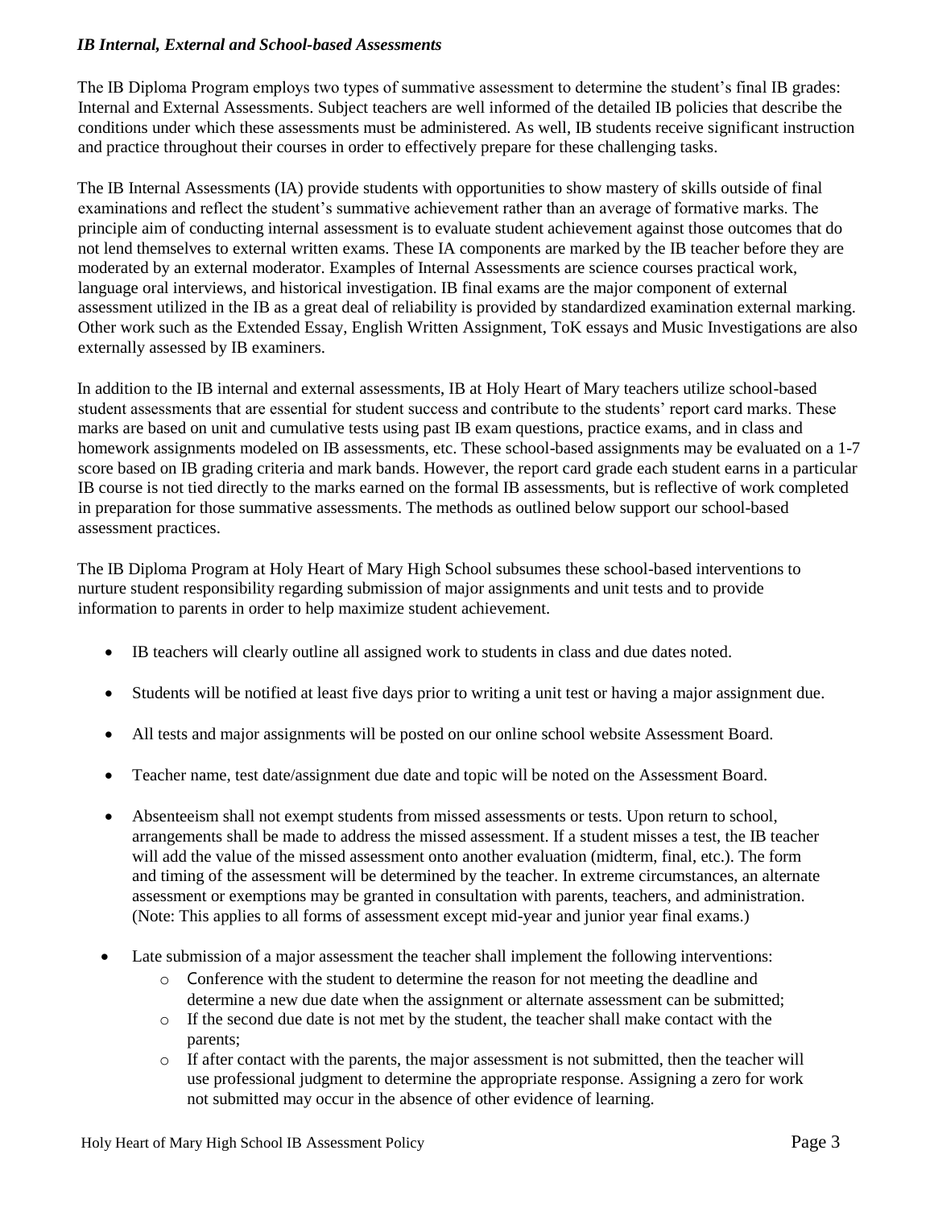### *IB Internal, External and School-based Assessments*

The IB Diploma Program employs two types of summative assessment to determine the student's final IB grades: Internal and External Assessments. Subject teachers are well informed of the detailed IB policies that describe the conditions under which these assessments must be administered. As well, IB students receive significant instruction and practice throughout their courses in order to effectively prepare for these challenging tasks.

The IB Internal Assessments (IA) provide students with opportunities to show mastery of skills outside of final examinations and reflect the student's summative achievement rather than an average of formative marks. The principle aim of conducting internal assessment is to evaluate student achievement against those outcomes that do not lend themselves to external written exams. These IA components are marked by the IB teacher before they are moderated by an external moderator. Examples of Internal Assessments are science courses practical work, language oral interviews, and historical investigation. IB final exams are the major component of external assessment utilized in the IB as a great deal of reliability is provided by standardized examination external marking. Other work such as the Extended Essay, English Written Assignment, ToK essays and Music Investigations are also externally assessed by IB examiners.

In addition to the IB internal and external assessments, IB at Holy Heart of Mary teachers utilize school-based student assessments that are essential for student success and contribute to the students' report card marks. These marks are based on unit and cumulative tests using past IB exam questions, practice exams, and in class and homework assignments modeled on IB assessments, etc. These school-based assignments may be evaluated on a 1-7 score based on IB grading criteria and mark bands. However, the report card grade each student earns in a particular IB course is not tied directly to the marks earned on the formal IB assessments, but is reflective of work completed in preparation for those summative assessments. The methods as outlined below support our school-based assessment practices.

The IB Diploma Program at Holy Heart of Mary High School subsumes these school-based interventions to nurture student responsibility regarding submission of major assignments and unit tests and to provide information to parents in order to help maximize student achievement.

- IB teachers will clearly outline all assigned work to students in class and due dates noted.
- Students will be notified at least five days prior to writing a unit test or having a major assignment due.
- All tests and major assignments will be posted on our online school website Assessment Board.
- Teacher name, test date/assignment due date and topic will be noted on the Assessment Board.
- Absenteeism shall not exempt students from missed assessments or tests. Upon return to school, arrangements shall be made to address the missed assessment. If a student misses a test, the IB teacher will add the value of the missed assessment onto another evaluation (midterm, final, etc.). The form and timing of the assessment will be determined by the teacher. In extreme circumstances, an alternate assessment or exemptions may be granted in consultation with parents, teachers, and administration. (Note: This applies to all forms of assessment except mid-year and junior year final exams.)
- Late submission of a major assessment the teacher shall implement the following interventions:
  - Conference with the student to determine the reason for not meeting the deadline and determine a new due date when the assignment or alternate assessment can be submitted;
  - If the second due date is not met by the student, the teacher shall make contact with the parents;
  - If after contact with the parents, the major assessment is not submitted, then the teacher will use professional judgment to determine the appropriate response. Assigning a zero for work not submitted may occur in the absence of other evidence of learning.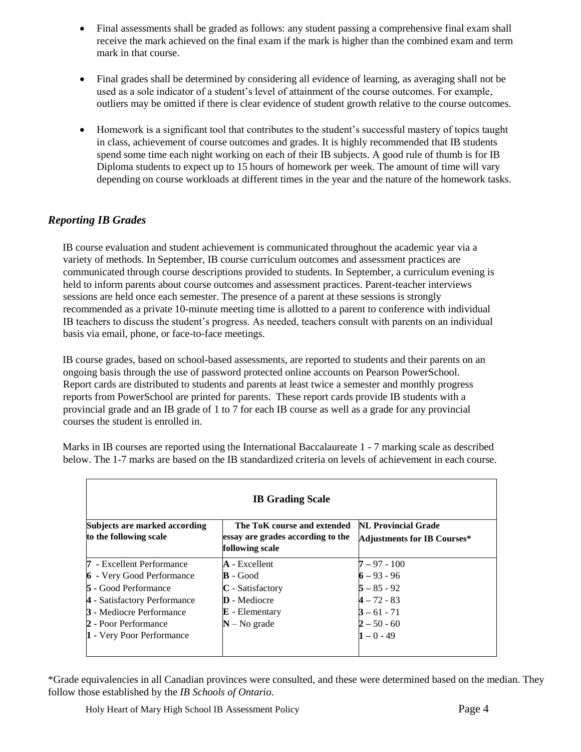- Final assessments shall be graded as follows: any student passing a comprehensive final exam shall receive the mark achieved on the final exam if the mark is higher than the combined exam and term mark in that course.
- Final grades shall be determined by considering all evidence of learning, as averaging shall not be used as a sole indicator of a student's level of attainment of the course outcomes. For example, outliers may be omitted if there is clear evidence of student growth relative to the course outcomes.
- Homework is a significant tool that contributes to the student's successful mastery of topics taught in class, achievement of course outcomes and grades. It is highly recommended that IB students spend some time each night working on each of their IB subjects. A good rule of thumb is for IB Diploma students to expect up to 15 hours of homework per week. The amount of time will vary depending on course workloads at different times in the year and the nature of the homework tasks.

## *Reporting IB Grades*

IB course evaluation and student achievement is communicated throughout the academic year via a variety of methods. In September, IB course curriculum outcomes and assessment practices are communicated through course descriptions provided to students. In September, a curriculum evening is held to inform parents about course outcomes and assessment practices. Parent-teacher interviews sessions are held once each semester. The presence of a parent at these sessions is strongly recommended as a private 10-minute meeting time is allotted to a parent to conference with individual IB teachers to discuss the student's progress. As needed, teachers consult with parents on an individual basis via email, phone, or face-to-face meetings.

IB course grades, based on school-based assessments, are reported to students and their parents on an ongoing basis through the use of password protected online accounts on Pearson PowerSchool. Report cards are distributed to students and parents at least twice a semester and monthly progress reports from PowerSchool are printed for parents. These report cards provide IB students with a provincial grade and an IB grade of 1 to 7 for each IB course as well as a grade for any provincial courses the student is enrolled in.

Marks in IB courses are reported using the International Baccalaureate 1 - 7 marking scale as described below. The 1-7 marks are based on the IB standardized criteria on levels of achievement in each course.

| **IB Grading Scale** | | |
|---|---|---|
| **Subjects are marked according to the following scale** | **The ToK course and extended essay are grades according to the following scale** | **NL Provincial Grade Adjustments for IB Courses*** |
| **7** - Excellent Performance | **A** - Excellent | **7** – 97 - 100 |
| **6** - Very Good Performance | **B** - Good | **6** – 93 - 96 |
| **5** - Good Performance | **C** - Satisfactory | **5** – 85 - 92 |
| **4** - Satisfactory Performance | **D** - Mediocre | **4** – 72 - 83 |
| **3** - Mediocre Performance | **E** - Elementary | **3** – 61 - 71 |
| **2** - Poor Performance | **N** – No grade | **2** – 50 - 60 |
| **1** - Very Poor Performance | | **1** – 0 - 49 |

*Grade equivalencies in all Canadian provinces were consulted, and these were determined based on the median. They follow those established by the *IB Schools of Ontario*.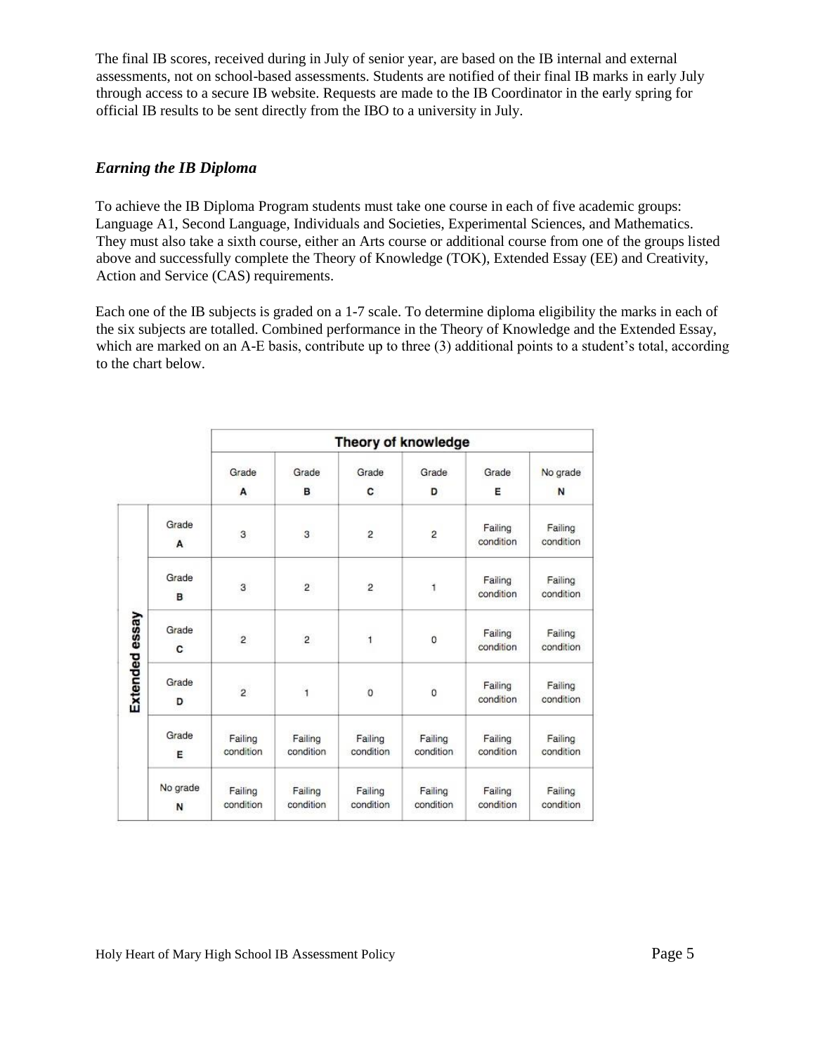The final IB scores, received during in July of senior year, are based on the IB internal and external assessments, not on school-based assessments. Students are notified of their final IB marks in early July through access to a secure IB website. Requests are made to the IB Coordinator in the early spring for official IB results to be sent directly from the IBO to a university in July.

### *Earning the IB Diploma*

To achieve the IB Diploma Program students must take one course in each of five academic groups: Language A1, Second Language, Individuals and Societies, Experimental Sciences, and Mathematics. They must also take a sixth course, either an Arts course or additional course from one of the groups listed above and successfully complete the Theory of Knowledge (TOK), Extended Essay (EE) and Creativity, Action and Service (CAS) requirements.

Each one of the IB subjects is graded on a 1-7 scale. To determine diploma eligibility the marks in each of the six subjects are totalled. Combined performance in the Theory of Knowledge and the Extended Essay, which are marked on an A-E basis, contribute up to three (3) additional points to a student's total, according to the chart below.

| | | Theory of knowledge | | | | | |
|---|---|---|---|---|---|---|---|
| | | Grade A | Grade B | Grade C | Grade D | Grade E | No grade N |
| Extended essay | Grade A | 3 | 3 | 2 | 2 | Failing condition | Failing condition |
| | Grade B | 3 | 2 | 2 | 1 | Failing condition | Failing condition |
| | Grade C | 2 | 2 | 1 | 0 | Failing condition | Failing condition |
| | Grade D | 2 | 1 | 0 | 0 | Failing condition | Failing condition |
| | Grade E | Failing condition | Failing condition | Failing condition | Failing condition | Failing condition | Failing condition |
| | No grade N | Failing condition | Failing condition | Failing condition | Failing condition | Failing condition | Failing condition |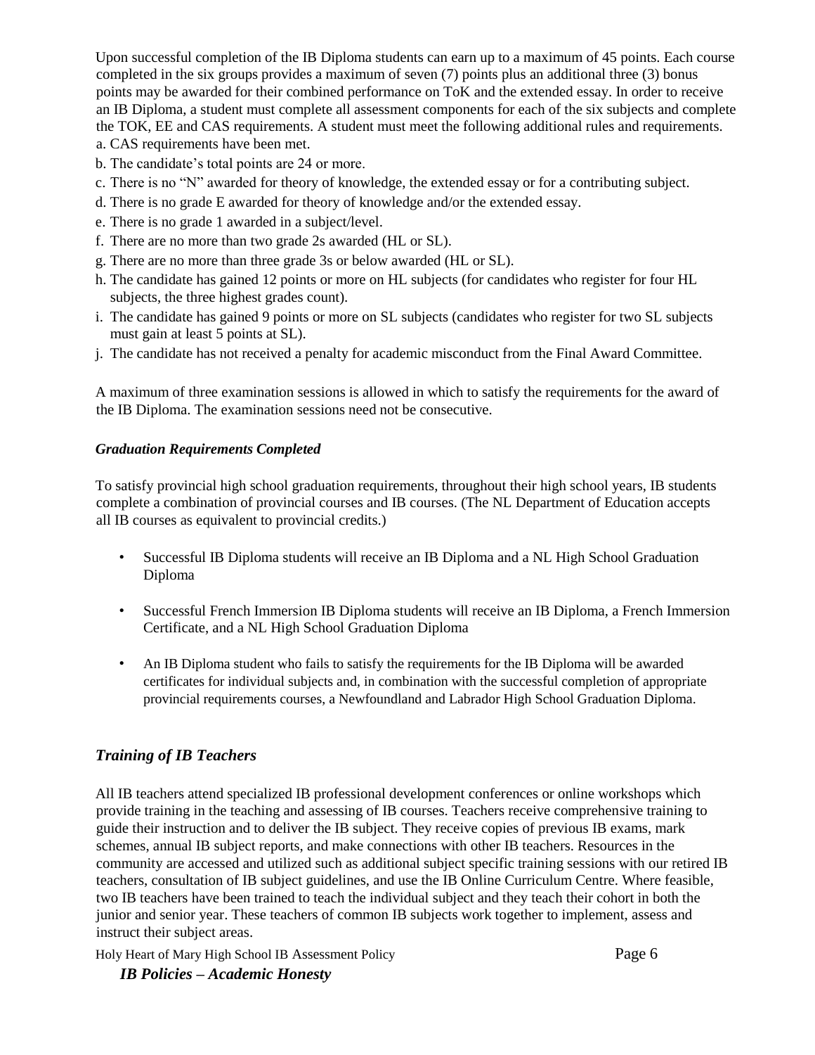Upon successful completion of the IB Diploma students can earn up to a maximum of 45 points. Each course completed in the six groups provides a maximum of seven (7) points plus an additional three (3) bonus points may be awarded for their combined performance on ToK and the extended essay. In order to receive an IB Diploma, a student must complete all assessment components for each of the six subjects and complete the TOK, EE and CAS requirements. A student must meet the following additional rules and requirements.

a. CAS requirements have been met.
b. The candidate's total points are 24 or more.
c. There is no "N" awarded for theory of knowledge, the extended essay or for a contributing subject.
d. There is no grade E awarded for theory of knowledge and/or the extended essay.
e. There is no grade 1 awarded in a subject/level.
f. There are no more than two grade 2s awarded (HL or SL).
g. There are no more than three grade 3s or below awarded (HL or SL).
h. The candidate has gained 12 points or more on HL subjects (for candidates who register for four HL subjects, the three highest grades count).
i. The candidate has gained 9 points or more on SL subjects (candidates who register for two SL subjects must gain at least 5 points at SL).
j. The candidate has not received a penalty for academic misconduct from the Final Award Committee.

A maximum of three examination sessions is allowed in which to satisfy the requirements for the award of the IB Diploma. The examination sessions need not be consecutive.

### *Graduation Requirements Completed*

To satisfy provincial high school graduation requirements, throughout their high school years, IB students complete a combination of provincial courses and IB courses. (The NL Department of Education accepts all IB courses as equivalent to provincial credits.)

- Successful IB Diploma students will receive an IB Diploma and a NL High School Graduation Diploma
- Successful French Immersion IB Diploma students will receive an IB Diploma, a French Immersion Certificate, and a NL High School Graduation Diploma
- An IB Diploma student who fails to satisfy the requirements for the IB Diploma will be awarded certificates for individual subjects and, in combination with the successful completion of appropriate provincial requirements courses, a Newfoundland and Labrador High School Graduation Diploma.

## *Training of IB Teachers*

All IB teachers attend specialized IB professional development conferences or online workshops which provide training in the teaching and assessing of IB courses. Teachers receive comprehensive training to guide their instruction and to deliver the IB subject. They receive copies of previous IB exams, mark schemes, annual IB subject reports, and make connections with other IB teachers. Resources in the community are accessed and utilized such as additional subject specific training sessions with our retired IB teachers, consultation of IB subject guidelines, and use the IB Online Curriculum Centre. Where feasible, two IB teachers have been trained to teach the individual subject and they teach their cohort in both the junior and senior year. These teachers of common IB subjects work together to implement, assess and instruct their subject areas.

## *IB Policies – Academic Honesty*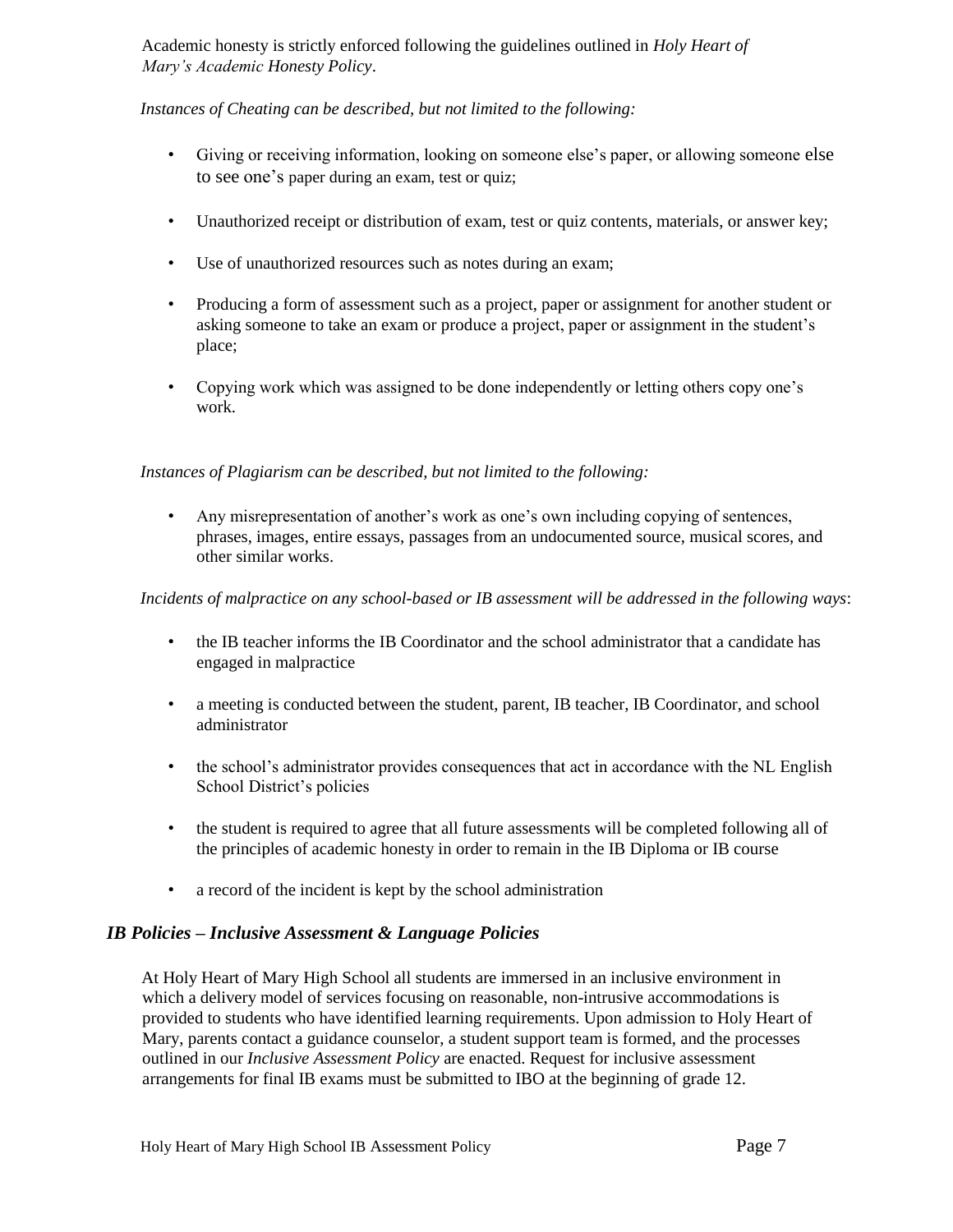Academic honesty is strictly enforced following the guidelines outlined in *Holy Heart of Mary's Academic Honesty Policy*.

*Instances of Cheating can be described, but not limited to the following:*

- Giving or receiving information, looking on someone else's paper, or allowing someone else to see one's paper during an exam, test or quiz;
- Unauthorized receipt or distribution of exam, test or quiz contents, materials, or answer key;
- Use of unauthorized resources such as notes during an exam;
- Producing a form of assessment such as a project, paper or assignment for another student or asking someone to take an exam or produce a project, paper or assignment in the student's place;
- Copying work which was assigned to be done independently or letting others copy one's work.

*Instances of Plagiarism can be described, but not limited to the following:*

- Any misrepresentation of another's work as one's own including copying of sentences, phrases, images, entire essays, passages from an undocumented source, musical scores, and other similar works.

*Incidents of malpractice on any school-based or IB assessment will be addressed in the following ways*:

- the IB teacher informs the IB Coordinator and the school administrator that a candidate has engaged in malpractice
- a meeting is conducted between the student, parent, IB teacher, IB Coordinator, and school administrator
- the school's administrator provides consequences that act in accordance with the NL English School District's policies
- the student is required to agree that all future assessments will be completed following all of the principles of academic honesty in order to remain in the IB Diploma or IB course
- a record of the incident is kept by the school administration

## *IB Policies – Inclusive Assessment & Language Policies*

At Holy Heart of Mary High School all students are immersed in an inclusive environment in which a delivery model of services focusing on reasonable, non-intrusive accommodations is provided to students who have identified learning requirements. Upon admission to Holy Heart of Mary, parents contact a guidance counselor, a student support team is formed, and the processes outlined in our *Inclusive Assessment Policy* are enacted. Request for inclusive assessment arrangements for final IB exams must be submitted to IBO at the beginning of grade 12.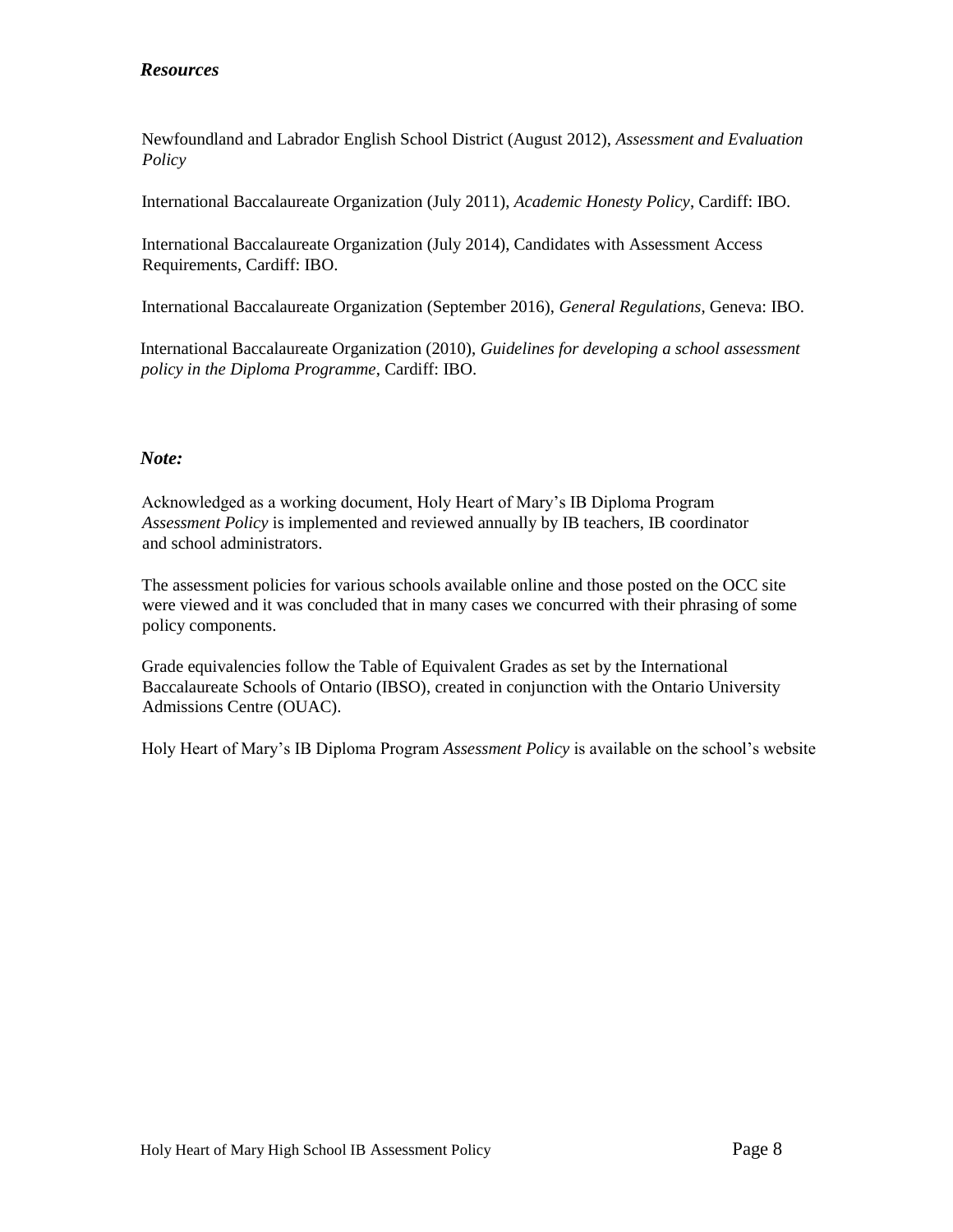### *Resources*

Newfoundland and Labrador English School District (August 2012), *Assessment and Evaluation Policy*

International Baccalaureate Organization (July 2011), *Academic Honesty Policy*, Cardiff: IBO.

International Baccalaureate Organization (July 2014), Candidates with Assessment Access Requirements, Cardiff: IBO.

International Baccalaureate Organization (September 2016), *General Regulations*, Geneva: IBO.

International Baccalaureate Organization (2010), *Guidelines for developing a school assessment policy in the Diploma Programme*, Cardiff: IBO.

### *Note:*

Acknowledged as a working document, Holy Heart of Mary's IB Diploma Program *Assessment Policy* is implemented and reviewed annually by IB teachers, IB coordinator and school administrators.

The assessment policies for various schools available online and those posted on the OCC site were viewed and it was concluded that in many cases we concurred with their phrasing of some policy components.

Grade equivalencies follow the Table of Equivalent Grades as set by the International Baccalaureate Schools of Ontario (IBSO), created in conjunction with the Ontario University Admissions Centre (OUAC).

Holy Heart of Mary's IB Diploma Program *Assessment Policy* is available on the school's website